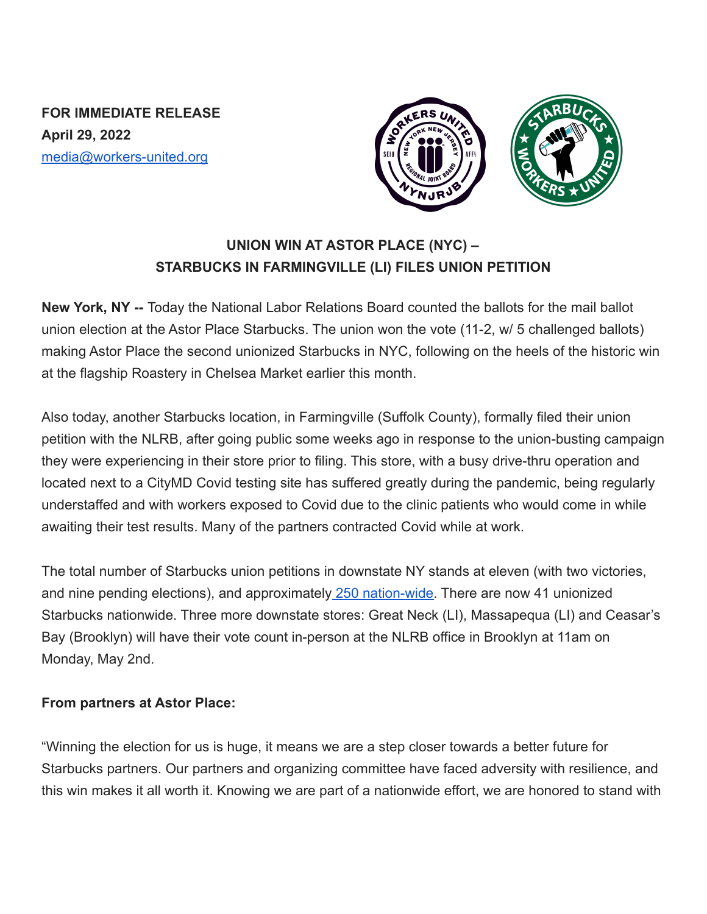**FOR IMMEDIATE RELEASE**
**April 29, 2022**
[media@workers-united.org](mailto:media@workers-united.org)

## UNION WIN AT ASTOR PLACE (NYC) – STARBUCKS IN FARMINGVILLE (LI) FILES UNION PETITION

**New York, NY --** Today the National Labor Relations Board counted the ballots for the mail ballot union election at the Astor Place Starbucks. The union won the vote (11-2, w/ 5 challenged ballots) making Astor Place the second unionized Starbucks in NYC, following on the heels of the historic win at the flagship Roastery in Chelsea Market earlier this month.

Also today, another Starbucks location, in Farmingville (Suffolk County), formally filed their union petition with the NLRB, after going public some weeks ago in response to the union-busting campaign they were experiencing in their store prior to filing. This store, with a busy drive-thru operation and located next to a CityMD Covid testing site has suffered greatly during the pandemic, being regularly understaffed and with workers exposed to Covid due to the clinic patients who would come in while awaiting their test results. Many of the partners contracted Covid while at work.

The total number of Starbucks union petitions in downstate NY stands at eleven (with two victories, and nine pending elections), and approximately 250 nation-wide. There are now 41 unionized Starbucks nationwide. Three more downstate stores: Great Neck (LI), Massapequa (LI) and Ceasar's Bay (Brooklyn) will have their vote count in-person at the NLRB office in Brooklyn at 11am on Monday, May 2nd.

**From partners at Astor Place:**

"Winning the election for us is huge, it means we are a step closer towards a better future for Starbucks partners. Our partners and organizing committee have faced adversity with resilience, and this win makes it all worth it. Knowing we are part of a nationwide effort, we are honored to stand with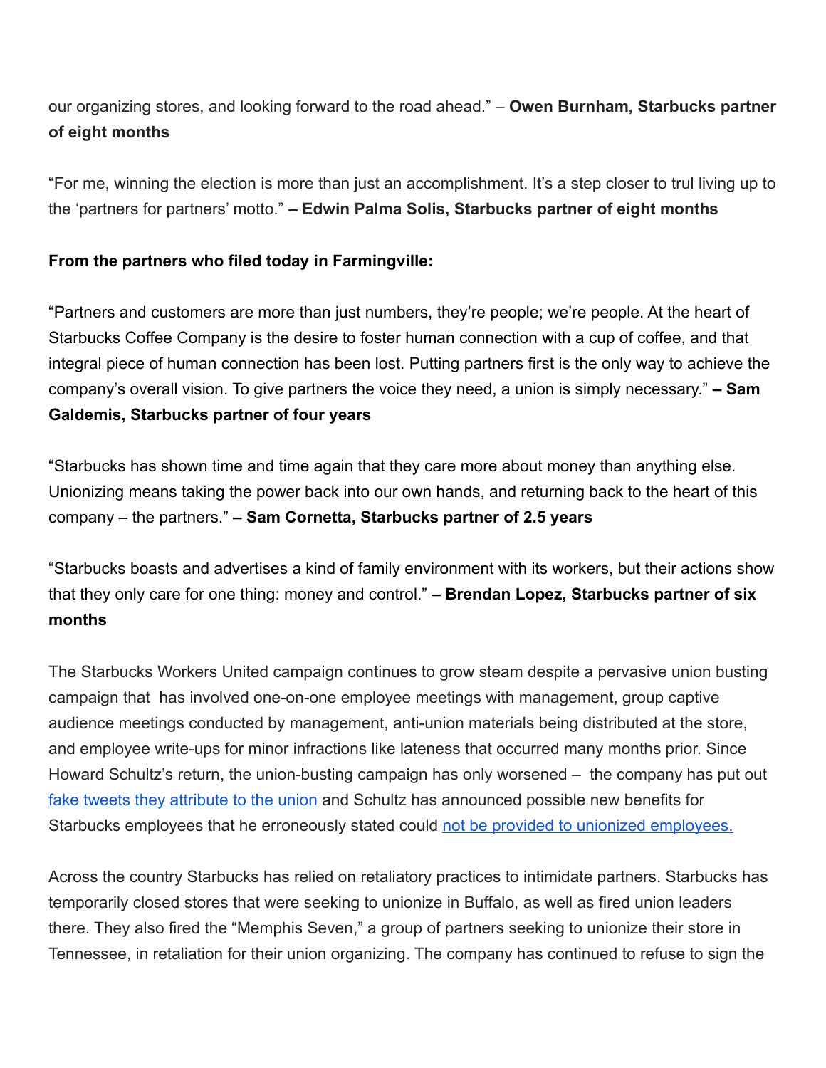our organizing stores, and looking forward to the road ahead." – **Owen Burnham, Starbucks partner of eight months**

"For me, winning the election is more than just an accomplishment. It's a step closer to trul living up to the 'partners for partners' motto." **– Edwin Palma Solis, Starbucks partner of eight months**

**From the partners who filed today in Farmingville:**

"Partners and customers are more than just numbers, they're people; we're people. At the heart of Starbucks Coffee Company is the desire to foster human connection with a cup of coffee, and that integral piece of human connection has been lost. Putting partners first is the only way to achieve the company's overall vision. To give partners the voice they need, a union is simply necessary." **– Sam Galdemis, Starbucks partner of four years**

"Starbucks has shown time and time again that they care more about money than anything else. Unionizing means taking the power back into our own hands, and returning back to the heart of this company – the partners." **– Sam Cornetta, Starbucks partner of 2.5 years**

"Starbucks boasts and advertises a kind of family environment with its workers, but their actions show that they only care for one thing: money and control." **– Brendan Lopez, Starbucks partner of six months**

The Starbucks Workers United campaign continues to grow steam despite a pervasive union busting campaign that has involved one-on-one employee meetings with management, group captive audience meetings conducted by management, anti-union materials being distributed at the store, and employee write-ups for minor infractions like lateness that occurred many months prior. Since Howard Schultz's return, the union-busting campaign has only worsened – the company has put out fake tweets they attribute to the union and Schultz has announced possible new benefits for Starbucks employees that he erroneously stated could not be provided to unionized employees.

Across the country Starbucks has relied on retaliatory practices to intimidate partners. Starbucks has temporarily closed stores that were seeking to unionize in Buffalo, as well as fired union leaders there. They also fired the "Memphis Seven," a group of partners seeking to unionize their store in Tennessee, in retaliation for their union organizing. The company has continued to refuse to sign the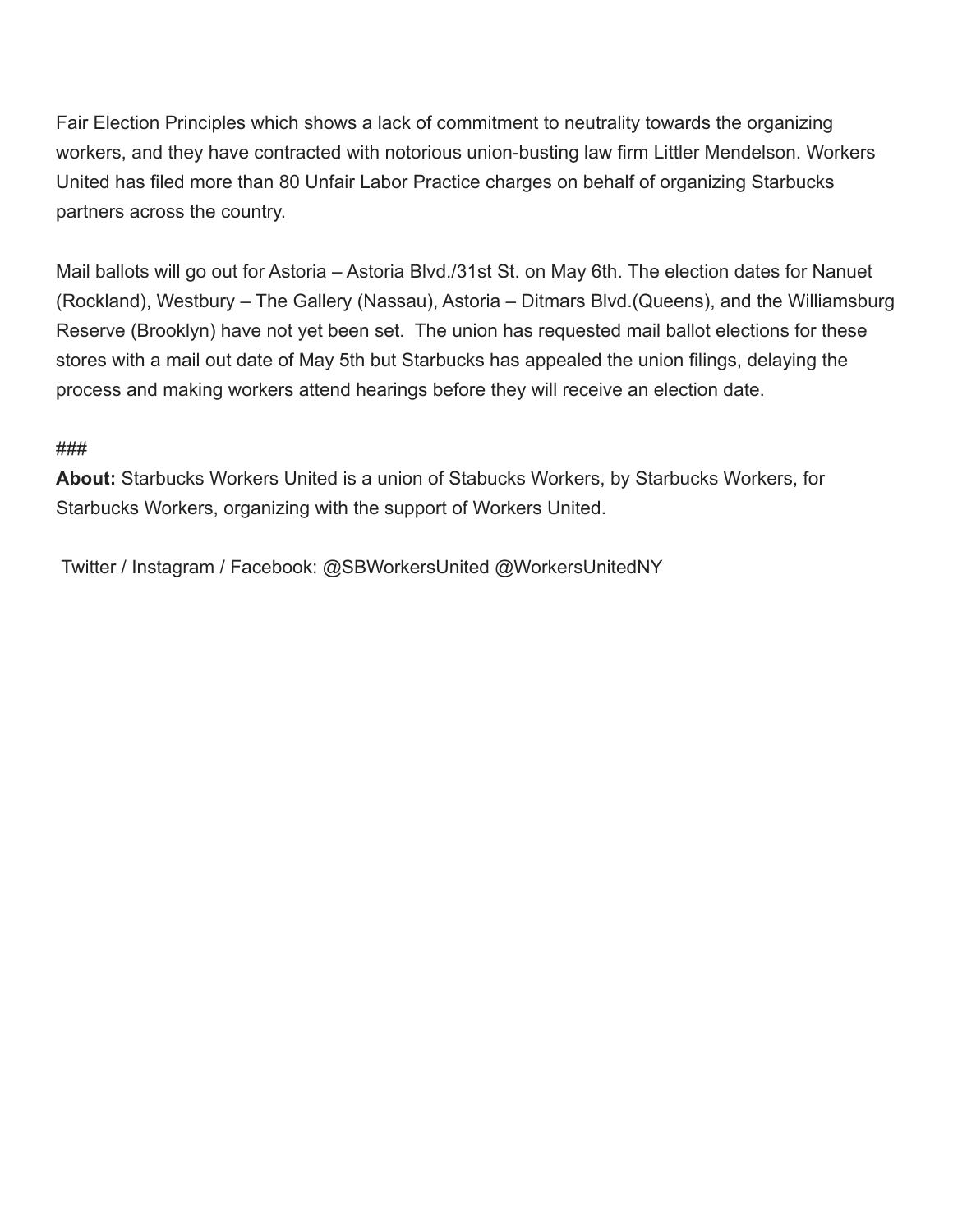Fair Election Principles which shows a lack of commitment to neutrality towards the organizing workers, and they have contracted with notorious union-busting law firm Littler Mendelson. Workers United has filed more than 80 Unfair Labor Practice charges on behalf of organizing Starbucks partners across the country.

Mail ballots will go out for Astoria – Astoria Blvd./31st St. on May 6th. The election dates for Nanuet (Rockland), Westbury – The Gallery (Nassau), Astoria – Ditmars Blvd.(Queens), and the Williamsburg Reserve (Brooklyn) have not yet been set.  The union has requested mail ballot elections for these stores with a mail out date of May 5th but Starbucks has appealed the union filings, delaying the process and making workers attend hearings before they will receive an election date.

###

**About:** Starbucks Workers United is a union of Stabucks Workers, by Starbucks Workers, for Starbucks Workers, organizing with the support of Workers United.

Twitter / Instagram / Facebook: @SBWorkersUnited @WorkersUnitedNY